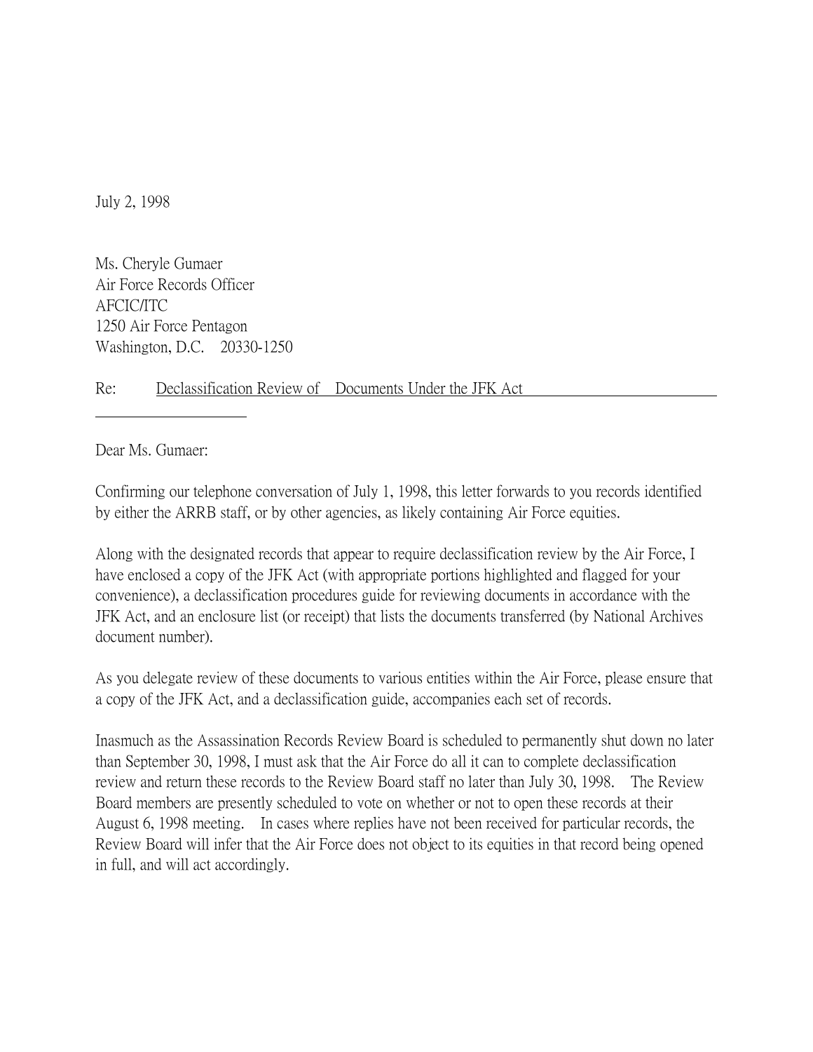July 2, 1998

Ms. Cheryle Gumaer
Air Force Records Officer
AFCIC/ITC
1250 Air Force Pentagon
Washington, D.C. 20330-1250

Re: Declassification Review of Documents Under the JFK Act

Dear Ms. Gumaer:

Confirming our telephone conversation of July 1, 1998, this letter forwards to you records identified by either the ARRB staff, or by other agencies, as likely containing Air Force equities.

Along with the designated records that appear to require declassification review by the Air Force, I have enclosed a copy of the JFK Act (with appropriate portions highlighted and flagged for your convenience), a declassification procedures guide for reviewing documents in accordance with the JFK Act, and an enclosure list (or receipt) that lists the documents transferred (by National Archives document number).

As you delegate review of these documents to various entities within the Air Force, please ensure that a copy of the JFK Act, and a declassification guide, accompanies each set of records.

Inasmuch as the Assassination Records Review Board is scheduled to permanently shut down no later than September 30, 1998, I must ask that the Air Force do all it can to complete declassification review and return these records to the Review Board staff no later than July 30, 1998. The Review Board members are presently scheduled to vote on whether or not to open these records at their August 6, 1998 meeting. In cases where replies have not been received for particular records, the Review Board will infer that the Air Force does not object to its equities in that record being opened in full, and will act accordingly.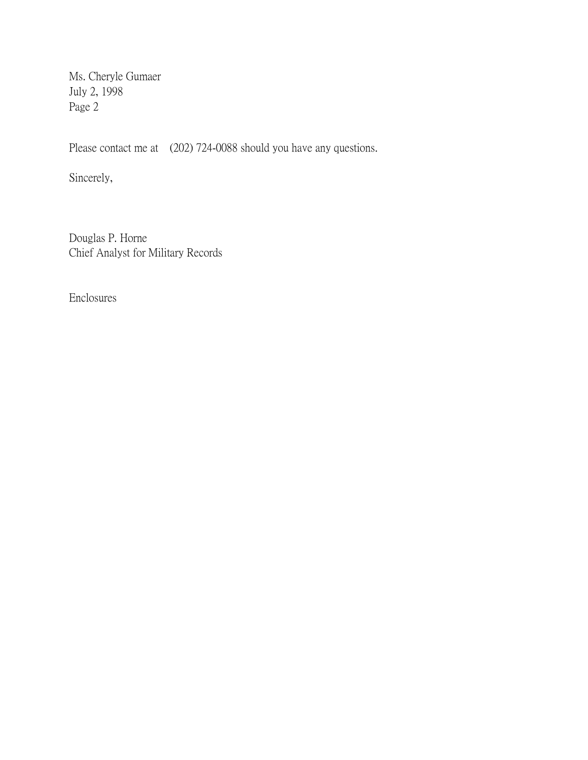Please contact me at (202) 724-0088 should you have any questions.

Sincerely,

Douglas P. Horne
Chief Analyst for Military Records

Enclosures